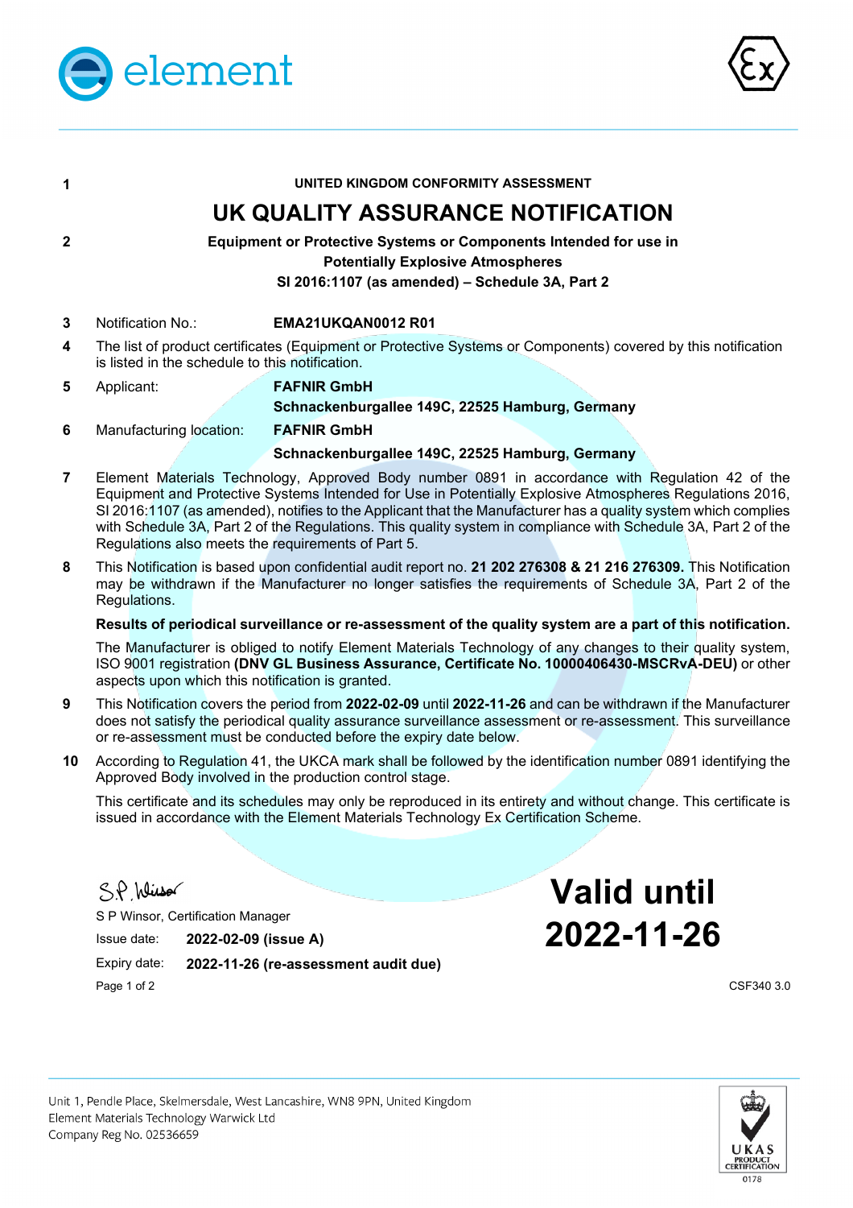**1** UNITED KINGDOM CONFORMITY ASSESSMENT

# UK QUALITY ASSURANCE NOTIFICATION

**2** **Equipment or Protective Systems or Components Intended for use in Potentially Explosive Atmospheres**
**SI 2016:1107 (as amended) – Schedule 3A, Part 2**

**3** Notification No.: **EMA21UKQAN0012 R01**

**4** The list of product certificates (Equipment or Protective Systems or Components) covered by this notification is listed in the schedule to this notification.

**5** Applicant: **FAFNIR GmbH**
**Schnackenburgallee 149C, 22525 Hamburg, Germany**

**6** Manufacturing location: **FAFNIR GmbH**
**Schnackenburgallee 149C, 22525 Hamburg, Germany**

**7** Element Materials Technology, Approved Body number 0891 in accordance with Regulation 42 of the Equipment and Protective Systems Intended for Use in Potentially Explosive Atmospheres Regulations 2016, SI 2016:1107 (as amended), notifies to the Applicant that the Manufacturer has a quality system which complies with Schedule 3A, Part 2 of the Regulations. This quality system in compliance with Schedule 3A, Part 2 of the Regulations also meets the requirements of Part 5.

**8** This Notification is based upon confidential audit report no. **21 202 276308 & 21 216 276309.** This Notification may be withdrawn if the Manufacturer no longer satisfies the requirements of Schedule 3A, Part 2 of the Regulations.

**Results of periodical surveillance or re-assessment of the quality system are a part of this notification.**

The Manufacturer is obliged to notify Element Materials Technology of any changes to their quality system, ISO 9001 registration **(DNV GL Business Assurance, Certificate No. 10000406430-MSCRvA-DEU)** or other aspects upon which this notification is granted.

**9** This Notification covers the period from **2022-02-09** until **2022-11-26** and can be withdrawn if the Manufacturer does not satisfy the periodical quality assurance surveillance assessment or re-assessment. This surveillance or re-assessment must be conducted before the expiry date below.

**10** According to Regulation 41, the UKCA mark shall be followed by the identification number 0891 identifying the Approved Body involved in the production control stage.

This certificate and its schedules may only be reproduced in its entirety and without change. This certificate is issued in accordance with the Element Materials Technology Ex Certification Scheme.

S P Winsor, Certification Manager

Issue date: **2022-02-09 (issue A)**

Expiry date: **2022-11-26 (re-assessment audit due)**

# Valid until 2022-11-26

CSF340 3.0

Unit 1, Pendle Place, Skelmersdale, West Lancashire, WN8 9PN, United Kingdom
Element Materials Technology Warwick Ltd
Company Reg No. 02536659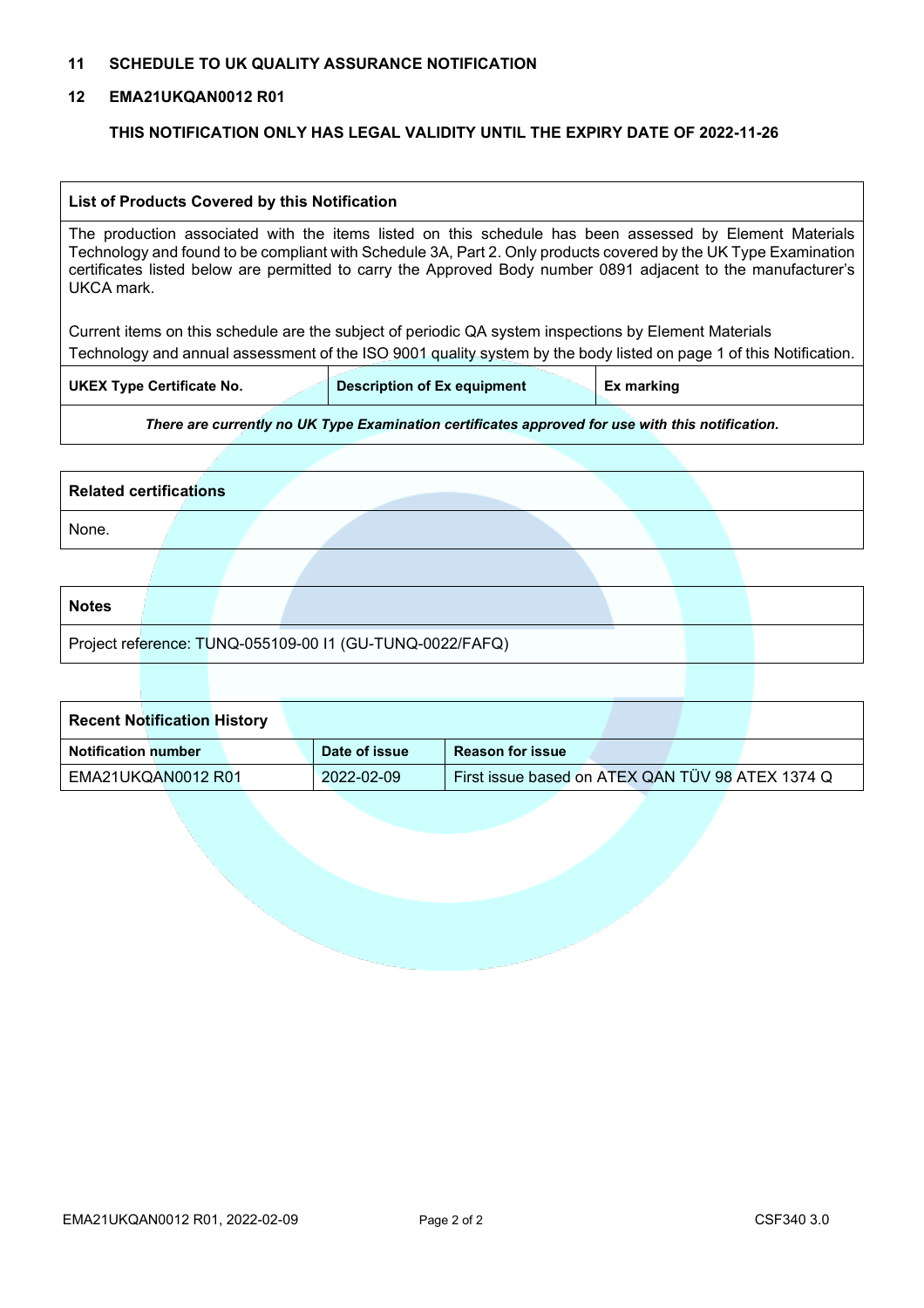**11 SCHEDULE TO UK QUALITY ASSURANCE NOTIFICATION**

**12 EMA21UKQAN0012 R01**

**THIS NOTIFICATION ONLY HAS LEGAL VALIDITY UNTIL THE EXPIRY DATE OF 2022-11-26**

**List of Products Covered by this Notification**

The production associated with the items listed on this schedule has been assessed by Element Materials Technology and found to be compliant with Schedule 3A, Part 2. Only products covered by the UK Type Examination certificates listed below are permitted to carry the Approved Body number 0891 adjacent to the manufacturer's UKCA mark.

Current items on this schedule are the subject of periodic QA system inspections by Element Materials Technology and annual assessment of the ISO 9001 quality system by the body listed on page 1 of this Notification.

| UKEX Type Certificate No. | Description of Ex equipment | Ex marking |
|---|---|---|
| *There are currently no UK Type Examination certificates approved for use with this notification.* | | |

**Related certifications**

None.

**Notes**

Project reference: TUNQ-055109-00 I1 (GU-TUNQ-0022/FAFQ)

**Recent Notification History**

| Notification number | Date of issue | Reason for issue |
|---|---|---|
| EMA21UKQAN0012 R01 | 2022-02-09 | First issue based on ATEX QAN TÜV 98 ATEX 1374 Q |

EMA21UKQAN0012 R01, 2022-02-09 CSF340 3.0